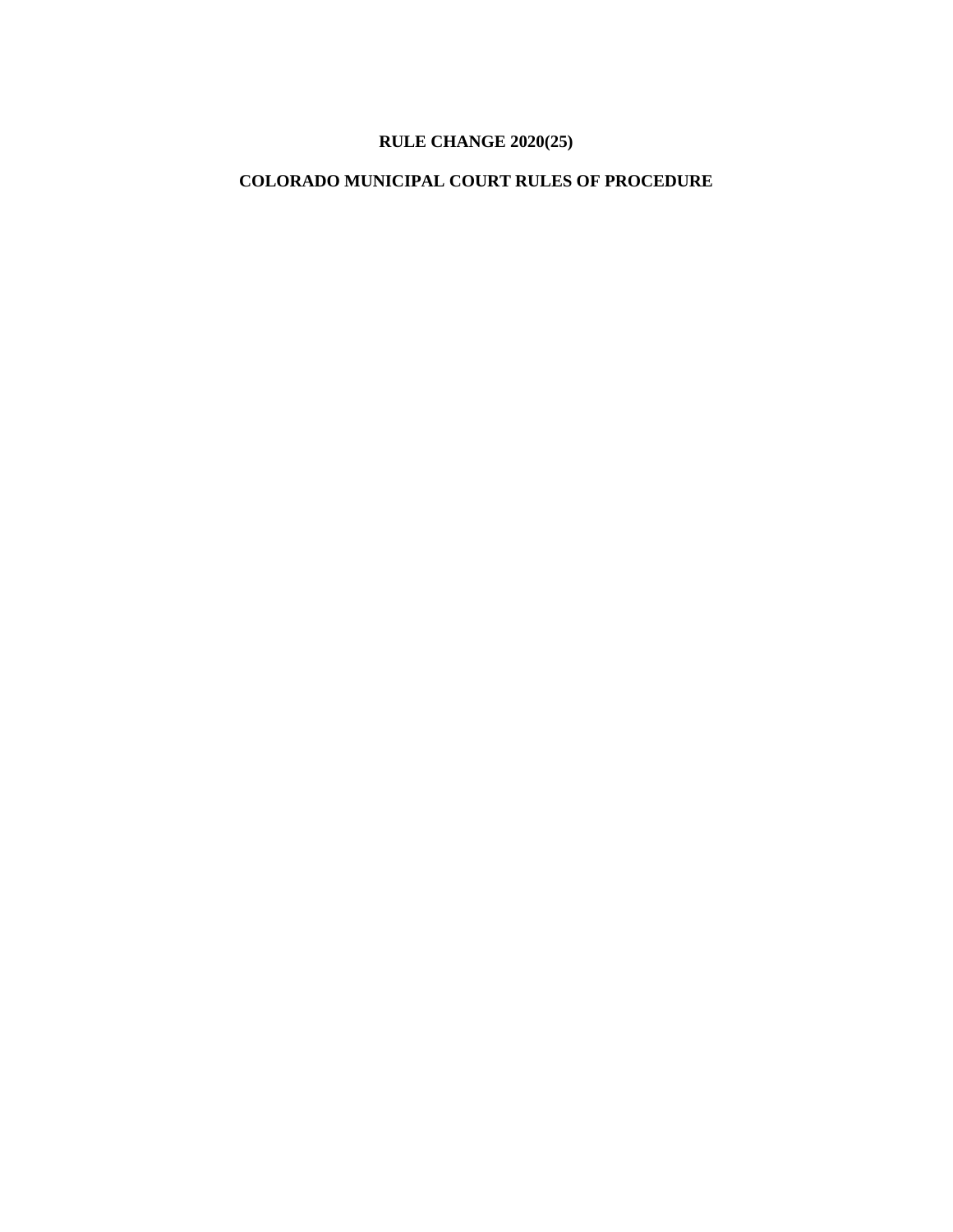# RULE CHANGE 2020(25)

# COLORADO MUNICIPAL COURT RULES OF PROCEDURE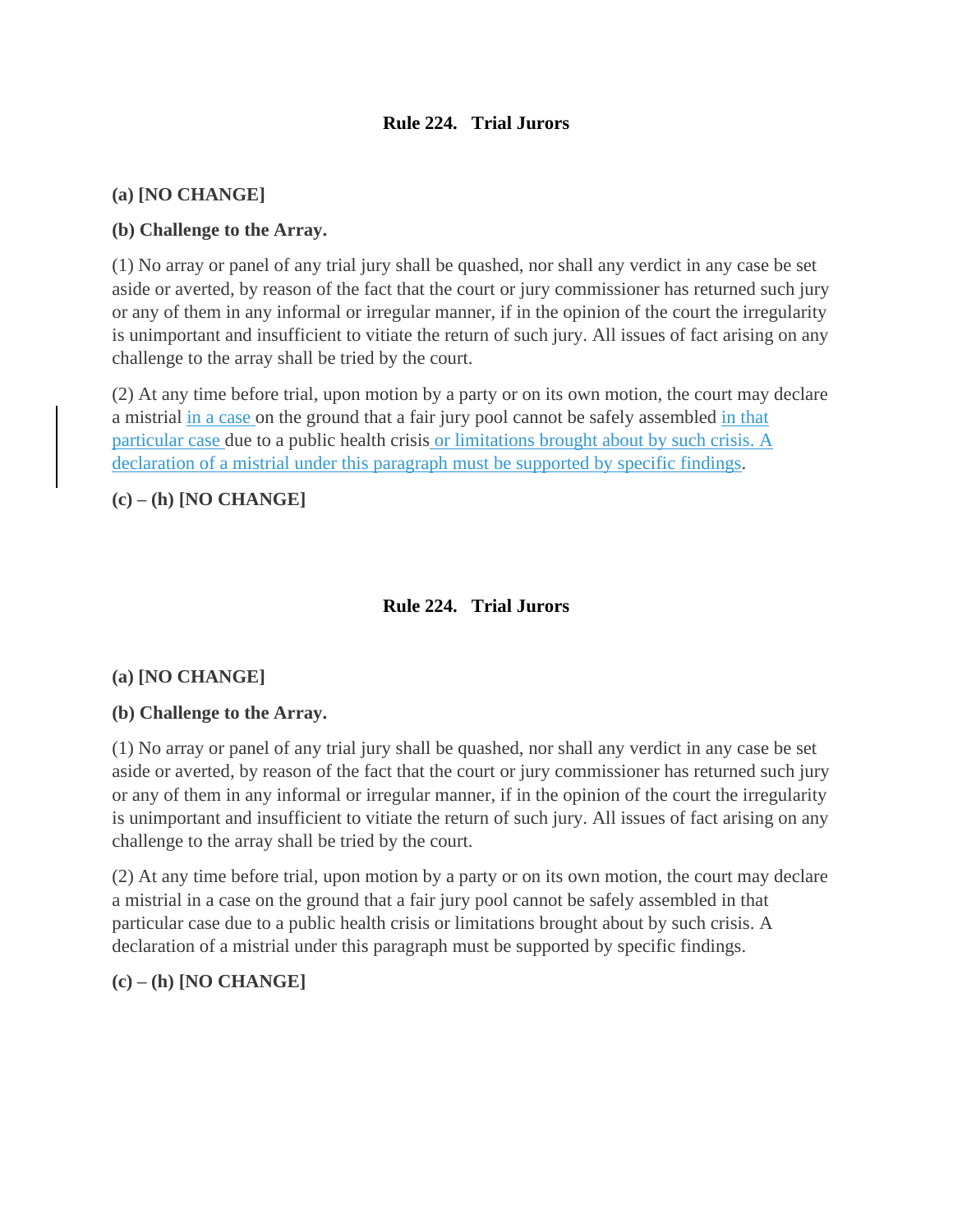**Rule 224. Trial Jurors**

**(a) [NO CHANGE]**

**(b) Challenge to the Array.**

(1) No array or panel of any trial jury shall be quashed, nor shall any verdict in any case be set aside or averted, by reason of the fact that the court or jury commissioner has returned such jury or any of them in any informal or irregular manner, if in the opinion of the court the irregularity is unimportant and insufficient to vitiate the return of such jury. All issues of fact arising on any challenge to the array shall be tried by the court.

(2) At any time before trial, upon motion by a party or on its own motion, the court may declare a mistrial <u>in a case</u> on the ground that a fair jury pool cannot be safely assembled <u>in that particular case</u> due to a public health crisis <u>or limitations brought about by such crisis. A declaration of a mistrial under this paragraph must be supported by specific findings</u>.

**(c) – (h) [NO CHANGE]**

**Rule 224. Trial Jurors**

**(a) [NO CHANGE]**

**(b) Challenge to the Array.**

(1) No array or panel of any trial jury shall be quashed, nor shall any verdict in any case be set aside or averted, by reason of the fact that the court or jury commissioner has returned such jury or any of them in any informal or irregular manner, if in the opinion of the court the irregularity is unimportant and insufficient to vitiate the return of such jury. All issues of fact arising on any challenge to the array shall be tried by the court.

(2) At any time before trial, upon motion by a party or on its own motion, the court may declare a mistrial in a case on the ground that a fair jury pool cannot be safely assembled in that particular case due to a public health crisis or limitations brought about by such crisis. A declaration of a mistrial under this paragraph must be supported by specific findings.

**(c) – (h) [NO CHANGE]**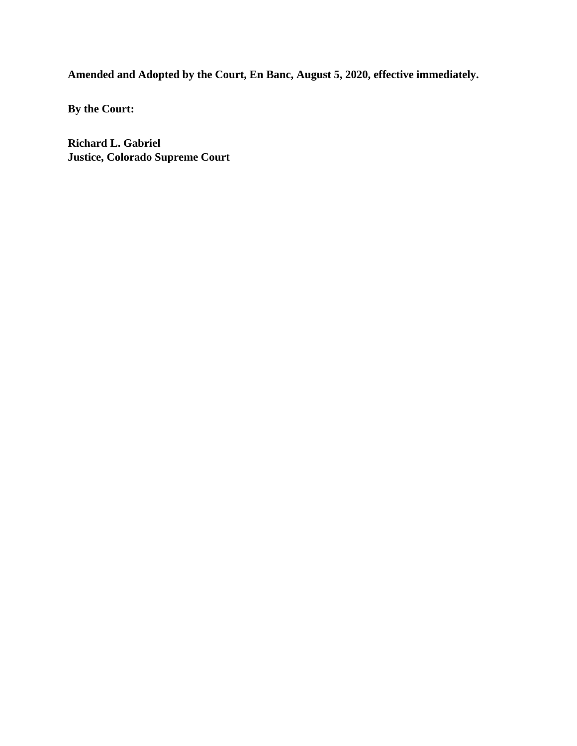**Amended and Adopted by the Court, En Banc, August 5, 2020, effective immediately.**

**By the Court:**

**Richard L. Gabriel**
**Justice, Colorado Supreme Court**